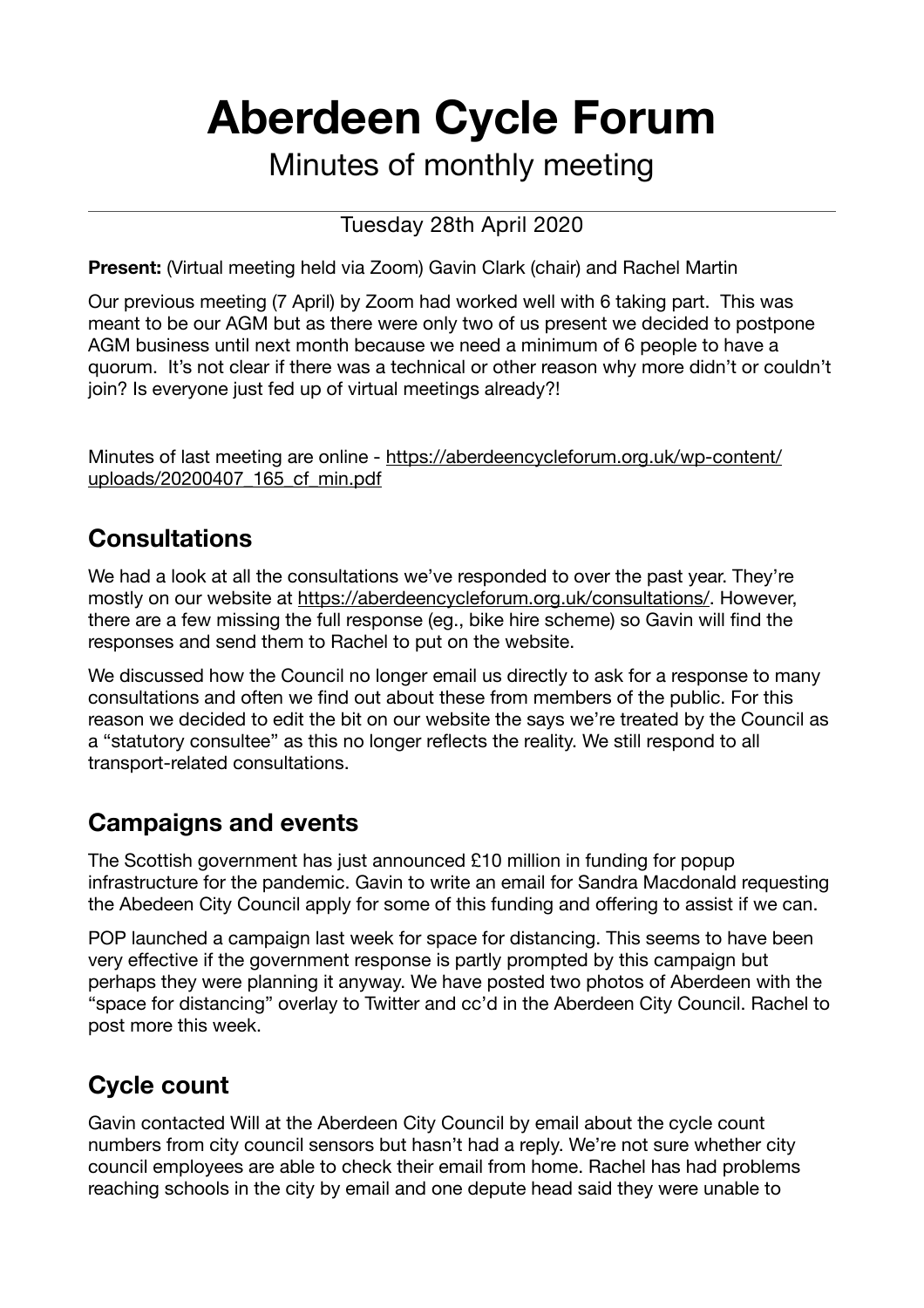# Aberdeen Cycle Forum

Minutes of monthly meeting

---

Tuesday 28th April 2020

**Present:** (Virtual meeting held via Zoom) Gavin Clark (chair) and Rachel Martin

Our previous meeting (7 April) by Zoom had worked well with 6 taking part. This was meant to be our AGM but as there were only two of us present we decided to postpone AGM business until next month because we need a minimum of 6 people to have a quorum. It's not clear if there was a technical or other reason why more didn't or couldn't join? Is everyone just fed up of virtual meetings already?!

Minutes of last meeting are online - https://aberdeencycleforum.org.uk/wp-content/uploads/20200407_165_cf_min.pdf

## Consultations

We had a look at all the consultations we've responded to over the past year. They're mostly on our website at https://aberdeencycleforum.org.uk/consultations/. However, there are a few missing the full response (eg., bike hire scheme) so Gavin will find the responses and send them to Rachel to put on the website.

We discussed how the Council no longer email us directly to ask for a response to many consultations and often we find out about these from members of the public. For this reason we decided to edit the bit on our website the says we're treated by the Council as a "statutory consultee" as this no longer reflects the reality. We still respond to all transport-related consultations.

## Campaigns and events

The Scottish government has just announced £10 million in funding for popup infrastructure for the pandemic. Gavin to write an email for Sandra Macdonald requesting the Abedeen City Council apply for some of this funding and offering to assist if we can.

POP launched a campaign last week for space for distancing. This seems to have been very effective if the government response is partly prompted by this campaign but perhaps they were planning it anyway. We have posted two photos of Aberdeen with the "space for distancing" overlay to Twitter and cc'd in the Aberdeen City Council. Rachel to post more this week.

## Cycle count

Gavin contacted Will at the Aberdeen City Council by email about the cycle count numbers from city council sensors but hasn't had a reply. We're not sure whether city council employees are able to check their email from home. Rachel has had problems reaching schools in the city by email and one depute head said they were unable to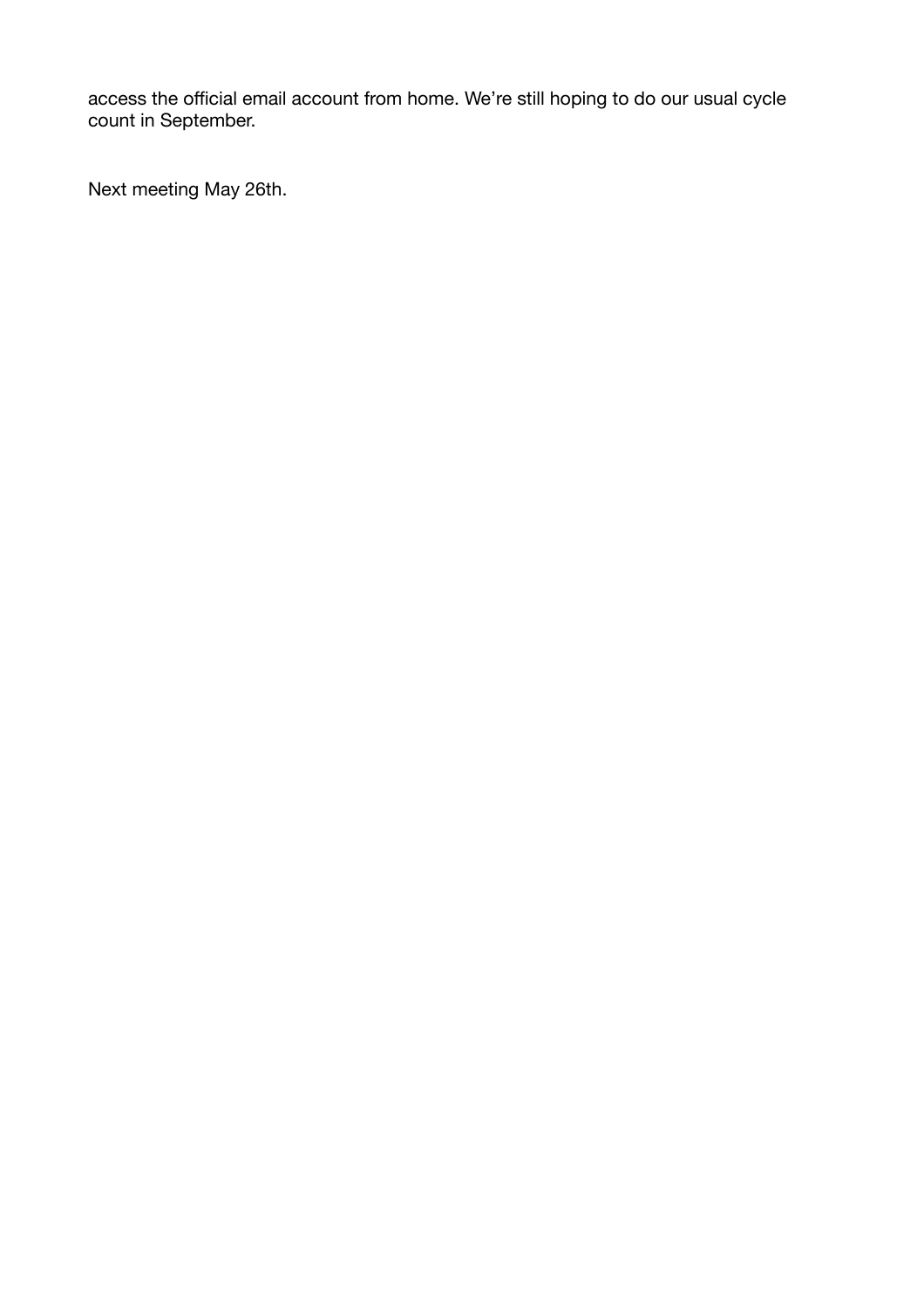access the official email account from home. We're still hoping to do our usual cycle count in September.

Next meeting May 26th.